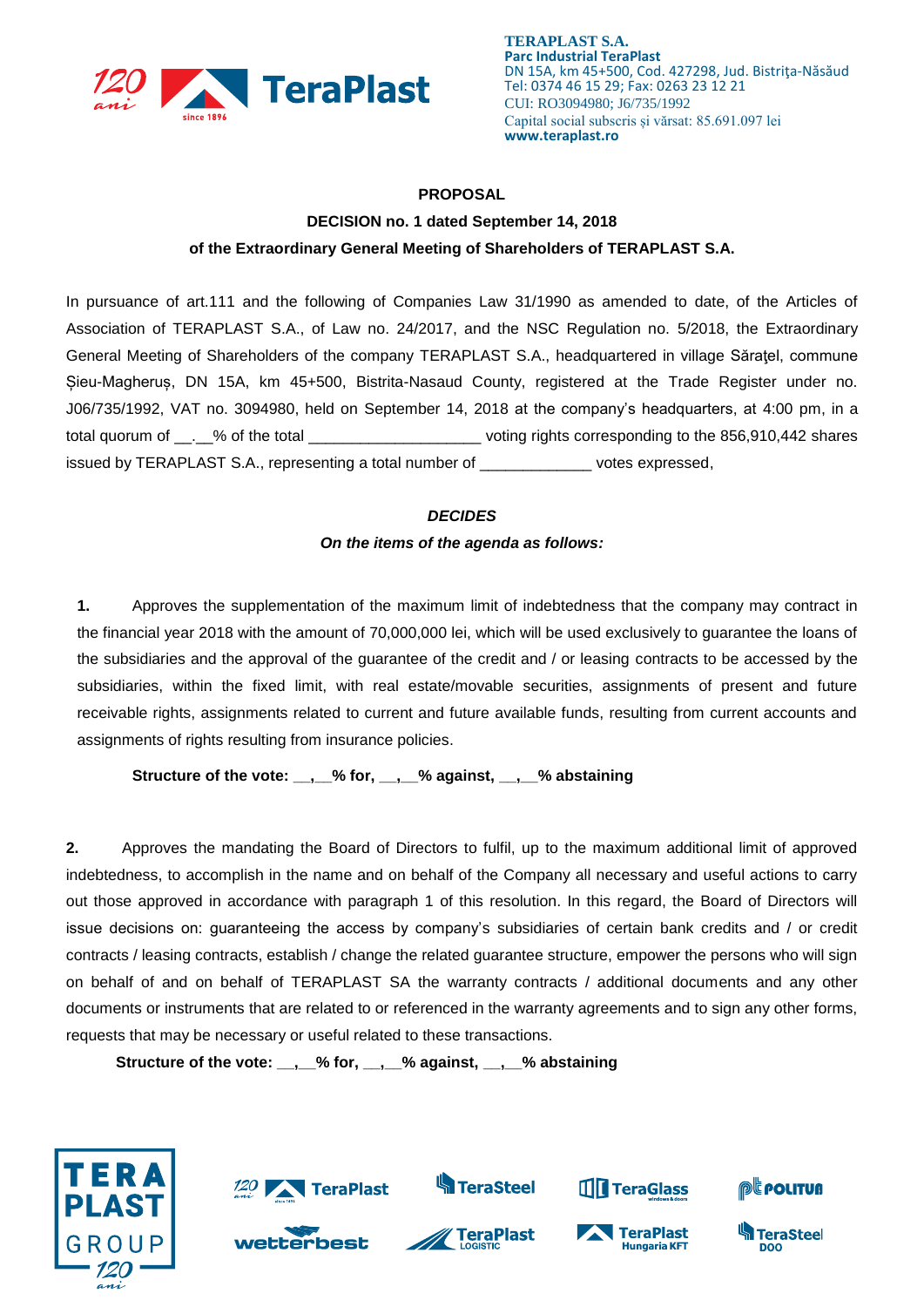**TERAPLAST S.A.**
**Parc Industrial TeraPlast**
DN 15A, km 45+500, Cod. 427298, Jud. Bistriţa-Năsăud
Tel: 0374 46 15 29; Fax: 0263 23 12 21
CUI: RO3094980; J6/735/1992
Capital social subscris și vărsat: 85.691.097 lei
**www.teraplast.ro**

**PROPOSAL**

**DECISION no. 1 dated September 14, 2018**

**of the Extraordinary General Meeting of Shareholders of TERAPLAST S.A.**

In pursuance of art.111 and the following of Companies Law 31/1990 as amended to date, of the Articles of Association of TERAPLAST S.A., of Law no. 24/2017, and the NSC Regulation no. 5/2018, the Extraordinary General Meeting of Shareholders of the company TERAPLAST S.A., headquartered in village Săraţel, commune Șieu-Magheruș, DN 15A, km 45+500, Bistrita-Nasaud County, registered at the Trade Register under no. J06/735/1992, VAT no. 3094980, held on September 14, 2018 at the company's headquarters, at 4:00 pm, in a total quorum of __.__% of the total ____________________ voting rights corresponding to the 856,910,442 shares issued by TERAPLAST S.A., representing a total number of _____________ votes expressed,

***DECIDES***

***On the items of the agenda as follows:***

**1.** Approves the supplementation of the maximum limit of indebtedness that the company may contract in the financial year 2018 with the amount of 70,000,000 lei, which will be used exclusively to guarantee the loans of the subsidiaries and the approval of the guarantee of the credit and / or leasing contracts to be accessed by the subsidiaries, within the fixed limit, with real estate/movable securities, assignments of present and future receivable rights, assignments related to current and future available funds, resulting from current accounts and assignments of rights resulting from insurance policies.

**Structure of the vote: __,__% for, __,__% against, __,__% abstaining**

**2.** Approves the mandating the Board of Directors to fulfil, up to the maximum additional limit of approved indebtedness, to accomplish in the name and on behalf of the Company all necessary and useful actions to carry out those approved in accordance with paragraph 1 of this resolution. In this regard, the Board of Directors will issue decisions on: guaranteeing the access by company's subsidiaries of certain bank credits and / or credit contracts / leasing contracts, establish / change the related guarantee structure, empower the persons who will sign on behalf of and on behalf of TERAPLAST SA the warranty contracts / additional documents and any other documents or instruments that are related to or referenced in the warranty agreements and to sign any other forms, requests that may be necessary or useful related to these transactions.

**Structure of the vote: __,__% for, __,__% against, __,__% abstaining**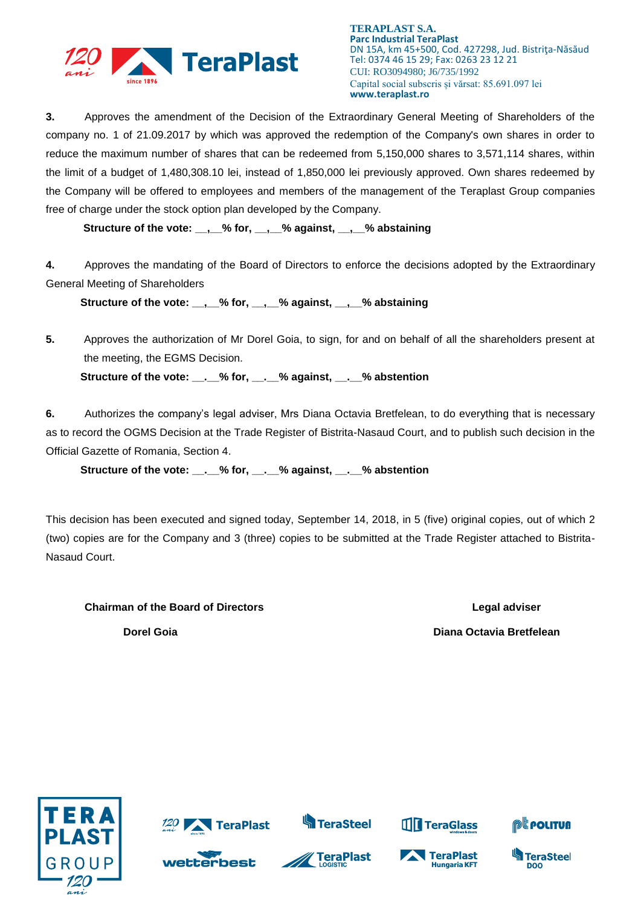**3.** Approves the amendment of the Decision of the Extraordinary General Meeting of Shareholders of the company no. 1 of 21.09.2017 by which was approved the redemption of the Company's own shares in order to reduce the maximum number of shares that can be redeemed from 5,150,000 shares to 3,571,114 shares, within the limit of a budget of 1,480,308.10 lei, instead of 1,850,000 lei previously approved. Own shares redeemed by the Company will be offered to employees and members of the management of the Teraplast Group companies free of charge under the stock option plan developed by the Company.

**Structure of the vote: __,__% for, __,__% against, __,__% abstaining**

**4.** Approves the mandating of the Board of Directors to enforce the decisions adopted by the Extraordinary General Meeting of Shareholders

**Structure of the vote: __,__% for, __,__% against, __,__% abstaining**

**5.** Approves the authorization of Mr Dorel Goia, to sign, for and on behalf of all the shareholders present at the meeting, the EGMS Decision.

**Structure of the vote: __.__% for, __.__% against, __.__% abstention**

**6.** Authorizes the company's legal adviser, Mrs Diana Octavia Bretfelean, to do everything that is necessary as to record the OGMS Decision at the Trade Register of Bistrita-Nasaud Court, and to publish such decision in the Official Gazette of Romania, Section 4.

**Structure of the vote: __.__% for, __.__% against, __.__% abstention**

This decision has been executed and signed today, September 14, 2018, in 5 (five) original copies, out of which 2 (two) copies are for the Company and 3 (three) copies to be submitted at the Trade Register attached to Bistrita-Nasaud Court.

**Chairman of the Board of Directors** | **Legal adviser**

**Dorel Goia** | **Diana Octavia Bretfelean**